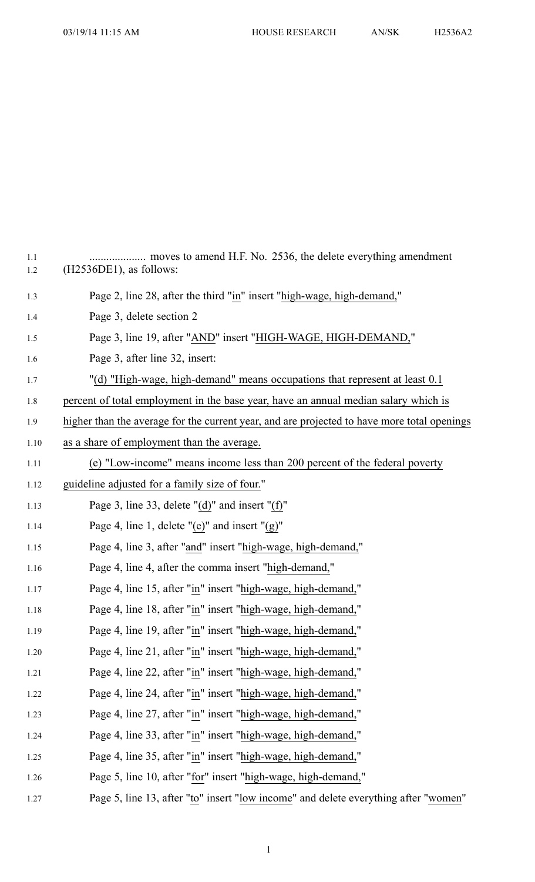.................... moves to amend H.F. No. 2536, the delete everything amendment (H2536DE1), as follows:

Page 2, line 28, after the third "in" insert "high-wage, high-demand,"

Page 3, delete section 2

Page 3, line 19, after "AND" insert "HIGH-WAGE, HIGH-DEMAND,"

Page 3, after line 32, insert:

"(d) "High-wage, high-demand" means occupations that represent at least 0.1 percent of total employment in the base year, have an annual median salary which is higher than the average for the current year, and are projected to have more total openings as a share of employment than the average.

(e) "Low-income" means income less than 200 percent of the federal poverty guideline adjusted for a family size of four."

Page 3, line 33, delete "(d)" and insert "(f)"

Page 4, line 1, delete "(e)" and insert "(g)"

Page 4, line 3, after "and" insert "high-wage, high-demand,"

Page 4, line 4, after the comma insert "high-demand,"

Page 4, line 15, after "in" insert "high-wage, high-demand,"

Page 4, line 18, after "in" insert "high-wage, high-demand,"

Page 4, line 19, after "in" insert "high-wage, high-demand,"

Page 4, line 21, after "in" insert "high-wage, high-demand,"

Page 4, line 22, after "in" insert "high-wage, high-demand,"

Page 4, line 24, after "in" insert "high-wage, high-demand,"

Page 4, line 27, after "in" insert "high-wage, high-demand,"

Page 4, line 33, after "in" insert "high-wage, high-demand,"

Page 4, line 35, after "in" insert "high-wage, high-demand,"

Page 5, line 10, after "for" insert "high-wage, high-demand,"

Page 5, line 13, after "to" insert "low income" and delete everything after "women"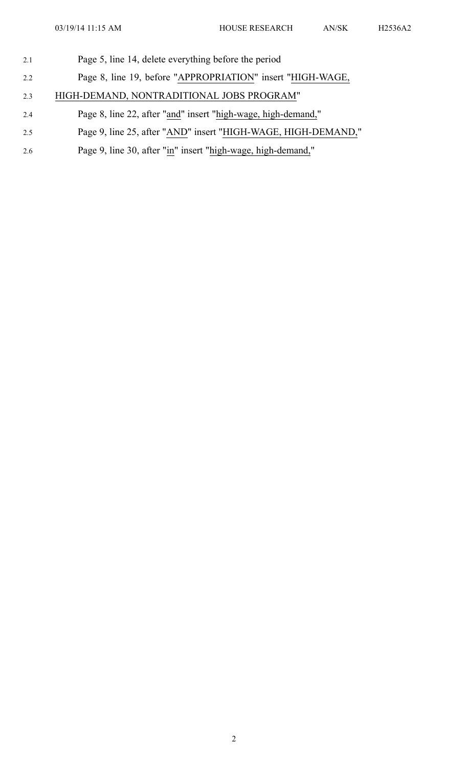2.1 Page 5, line 14, delete everything before the period

2.2 Page 8, line 19, before "APPROPRIATION" insert "HIGH-WAGE,

2.3 HIGH-DEMAND, NONTRADITIONAL JOBS PROGRAM"

2.4 Page 8, line 22, after "and" insert "high-wage, high-demand,"

2.5 Page 9, line 25, after "AND" insert "HIGH-WAGE, HIGH-DEMAND,"

2.6 Page 9, line 30, after "in" insert "high-wage, high-demand,"